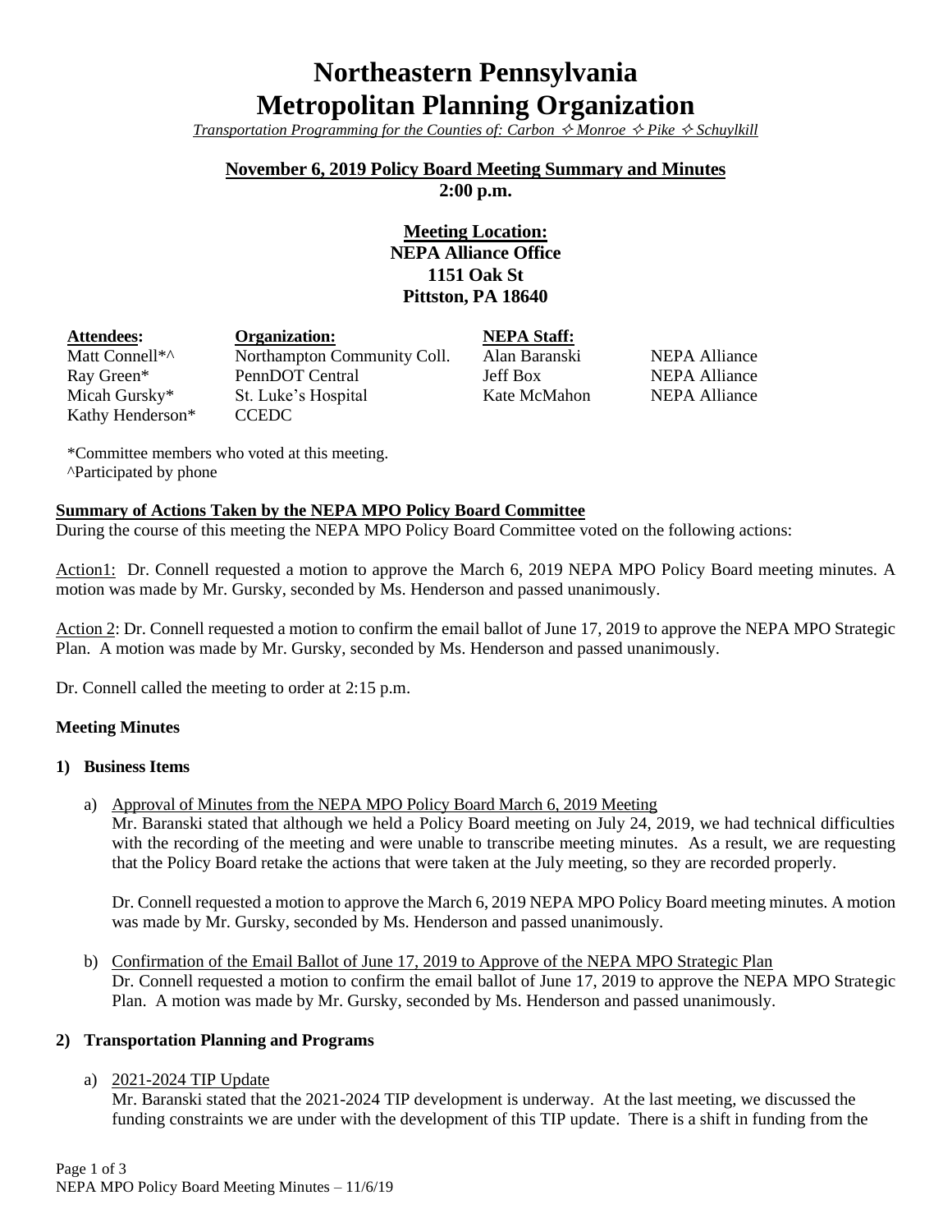# Northeastern Pennsylvania Metropolitan Planning Organization

*Transportation Programming for the Counties of: Carbon ✧ Monroe ✧ Pike ✧ Schuylkill*

**November 6, 2019 Policy Board Meeting Summary and Minutes**
**2:00 p.m.**

**Meeting Location:**
**NEPA Alliance Office**
**1151 Oak St**
**Pittston, PA 18640**

| Attendees: | Organization: | NEPA Staff: | |
|---|---|---|---|
| Matt Connell*^ | Northampton Community Coll. | Alan Baranski | NEPA Alliance |
| Ray Green* | PennDOT Central | Jeff Box | NEPA Alliance |
| Micah Gursky* | St. Luke's Hospital | Kate McMahon | NEPA Alliance |
| Kathy Henderson* | CCEDC | | |

*Committee members who voted at this meeting.
^Participated by phone

**Summary of Actions Taken by the NEPA MPO Policy Board Committee**

During the course of this meeting the NEPA MPO Policy Board Committee voted on the following actions:

Action1: Dr. Connell requested a motion to approve the March 6, 2019 NEPA MPO Policy Board meeting minutes. A motion was made by Mr. Gursky, seconded by Ms. Henderson and passed unanimously.

Action 2: Dr. Connell requested a motion to confirm the email ballot of June 17, 2019 to approve the NEPA MPO Strategic Plan. A motion was made by Mr. Gursky, seconded by Ms. Henderson and passed unanimously.

Dr. Connell called the meeting to order at 2:15 p.m.

**Meeting Minutes**

**1) Business Items**

a) Approval of Minutes from the NEPA MPO Policy Board March 6, 2019 Meeting
Mr. Baranski stated that although we held a Policy Board meeting on July 24, 2019, we had technical difficulties with the recording of the meeting and were unable to transcribe meeting minutes. As a result, we are requesting that the Policy Board retake the actions that were taken at the July meeting, so they are recorded properly.

Dr. Connell requested a motion to approve the March 6, 2019 NEPA MPO Policy Board meeting minutes. A motion was made by Mr. Gursky, seconded by Ms. Henderson and passed unanimously.

b) Confirmation of the Email Ballot of June 17, 2019 to Approve of the NEPA MPO Strategic Plan
Dr. Connell requested a motion to confirm the email ballot of June 17, 2019 to approve the NEPA MPO Strategic Plan. A motion was made by Mr. Gursky, seconded by Ms. Henderson and passed unanimously.

**2) Transportation Planning and Programs**

a) 2021-2024 TIP Update
Mr. Baranski stated that the 2021-2024 TIP development is underway. At the last meeting, we discussed the funding constraints we are under with the development of this TIP update. There is a shift in funding from the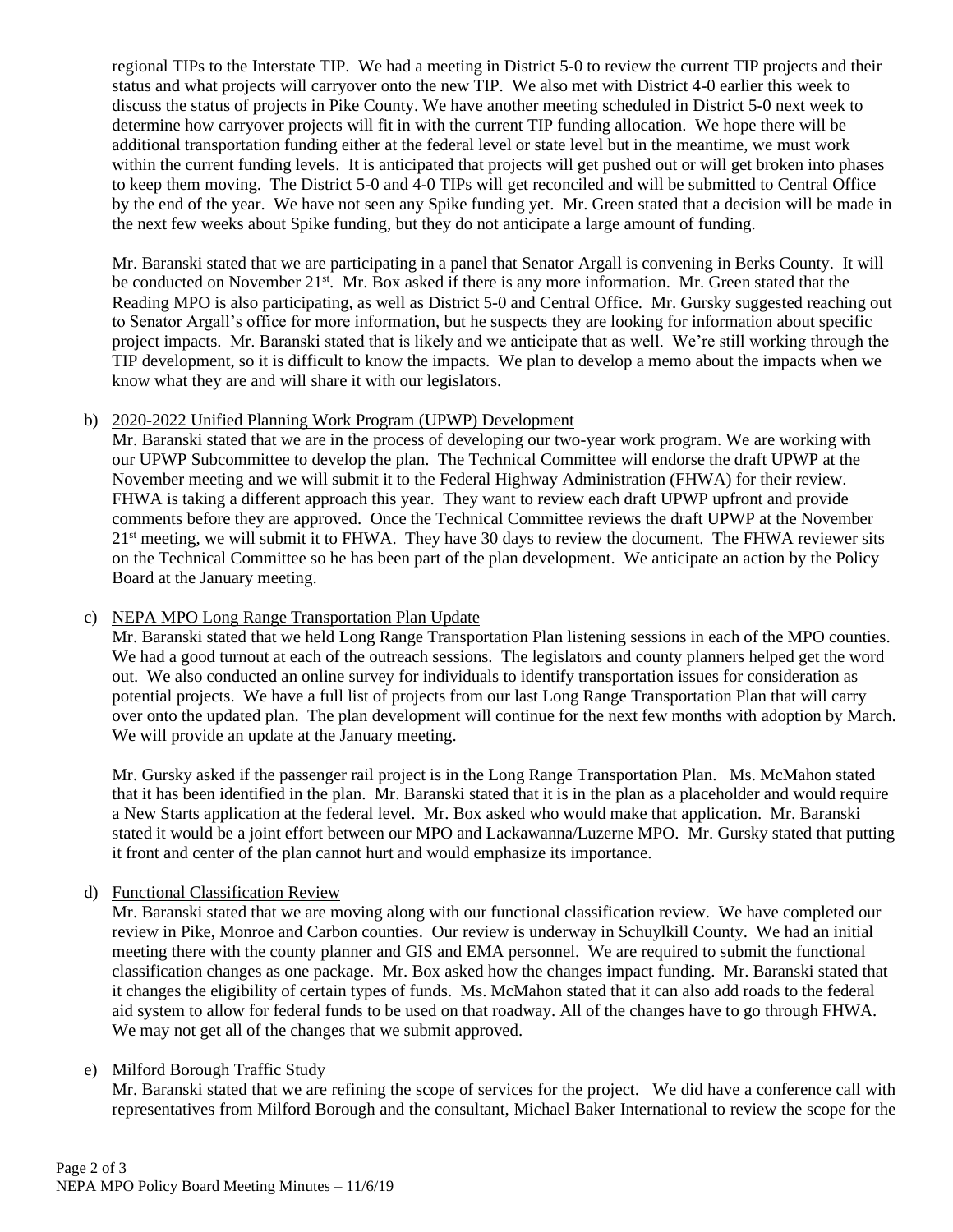regional TIPs to the Interstate TIP. We had a meeting in District 5-0 to review the current TIP projects and their status and what projects will carryover onto the new TIP. We also met with District 4-0 earlier this week to discuss the status of projects in Pike County. We have another meeting scheduled in District 5-0 next week to determine how carryover projects will fit in with the current TIP funding allocation. We hope there will be additional transportation funding either at the federal level or state level but in the meantime, we must work within the current funding levels. It is anticipated that projects will get pushed out or will get broken into phases to keep them moving. The District 5-0 and 4-0 TIPs will get reconciled and will be submitted to Central Office by the end of the year. We have not seen any Spike funding yet. Mr. Green stated that a decision will be made in the next few weeks about Spike funding, but they do not anticipate a large amount of funding.

Mr. Baranski stated that we are participating in a panel that Senator Argall is convening in Berks County. It will be conducted on November 21st. Mr. Box asked if there is any more information. Mr. Green stated that the Reading MPO is also participating, as well as District 5-0 and Central Office. Mr. Gursky suggested reaching out to Senator Argall's office for more information, but he suspects they are looking for information about specific project impacts. Mr. Baranski stated that is likely and we anticipate that as well. We're still working through the TIP development, so it is difficult to know the impacts. We plan to develop a memo about the impacts when we know what they are and will share it with our legislators.

b) 2020-2022 Unified Planning Work Program (UPWP) Development

Mr. Baranski stated that we are in the process of developing our two-year work program. We are working with our UPWP Subcommittee to develop the plan. The Technical Committee will endorse the draft UPWP at the November meeting and we will submit it to the Federal Highway Administration (FHWA) for their review. FHWA is taking a different approach this year. They want to review each draft UPWP upfront and provide comments before they are approved. Once the Technical Committee reviews the draft UPWP at the November 21st meeting, we will submit it to FHWA. They have 30 days to review the document. The FHWA reviewer sits on the Technical Committee so he has been part of the plan development. We anticipate an action by the Policy Board at the January meeting.

c) NEPA MPO Long Range Transportation Plan Update

Mr. Baranski stated that we held Long Range Transportation Plan listening sessions in each of the MPO counties. We had a good turnout at each of the outreach sessions. The legislators and county planners helped get the word out. We also conducted an online survey for individuals to identify transportation issues for consideration as potential projects. We have a full list of projects from our last Long Range Transportation Plan that will carry over onto the updated plan. The plan development will continue for the next few months with adoption by March. We will provide an update at the January meeting.

Mr. Gursky asked if the passenger rail project is in the Long Range Transportation Plan. Ms. McMahon stated that it has been identified in the plan. Mr. Baranski stated that it is in the plan as a placeholder and would require a New Starts application at the federal level. Mr. Box asked who would make that application. Mr. Baranski stated it would be a joint effort between our MPO and Lackawanna/Luzerne MPO. Mr. Gursky stated that putting it front and center of the plan cannot hurt and would emphasize its importance.

d) Functional Classification Review

Mr. Baranski stated that we are moving along with our functional classification review. We have completed our review in Pike, Monroe and Carbon counties. Our review is underway in Schuylkill County. We had an initial meeting there with the county planner and GIS and EMA personnel. We are required to submit the functional classification changes as one package. Mr. Box asked how the changes impact funding. Mr. Baranski stated that it changes the eligibility of certain types of funds. Ms. McMahon stated that it can also add roads to the federal aid system to allow for federal funds to be used on that roadway. All of the changes have to go through FHWA. We may not get all of the changes that we submit approved.

e) Milford Borough Traffic Study

Mr. Baranski stated that we are refining the scope of services for the project. We did have a conference call with representatives from Milford Borough and the consultant, Michael Baker International to review the scope for the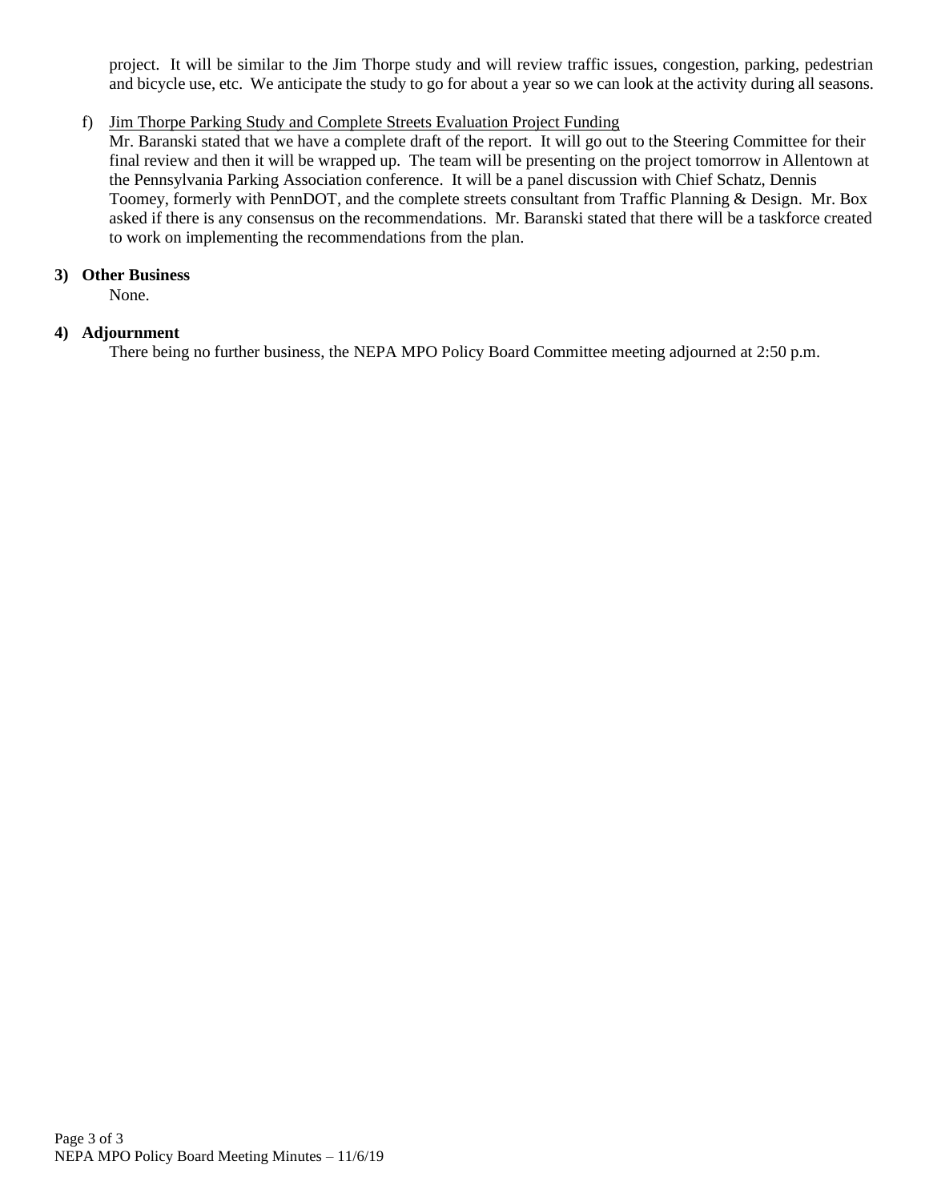project. It will be similar to the Jim Thorpe study and will review traffic issues, congestion, parking, pedestrian and bicycle use, etc. We anticipate the study to go for about a year so we can look at the activity during all seasons.

f) Jim Thorpe Parking Study and Complete Streets Evaluation Project Funding

Mr. Baranski stated that we have a complete draft of the report. It will go out to the Steering Committee for their final review and then it will be wrapped up. The team will be presenting on the project tomorrow in Allentown at the Pennsylvania Parking Association conference. It will be a panel discussion with Chief Schatz, Dennis Toomey, formerly with PennDOT, and the complete streets consultant from Traffic Planning & Design. Mr. Box asked if there is any consensus on the recommendations. Mr. Baranski stated that there will be a taskforce created to work on implementing the recommendations from the plan.

**3) Other Business**

None.

**4) Adjournment**

There being no further business, the NEPA MPO Policy Board Committee meeting adjourned at 2:50 p.m.